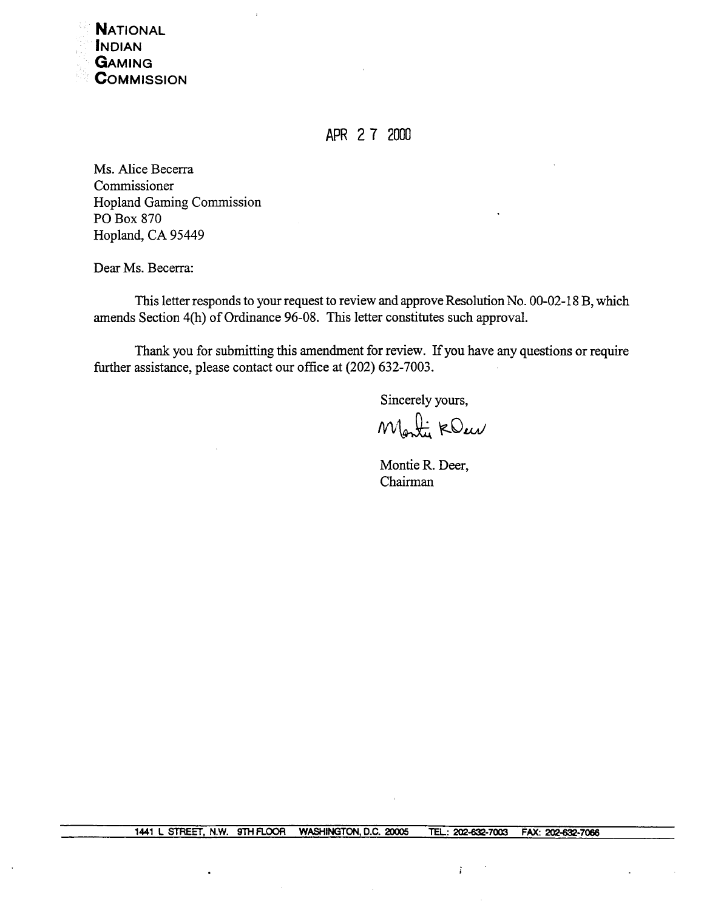**NATIONAL INDIAN GAMING COMMISSION**

APR 27 2000

Ms. Alice Becerra
Commissioner
Hopland Gaming Commission
PO Box 870
Hopland, CA 95449

Dear Ms. Becerra:

This letter responds to your request to review and approve Resolution No. 00-02-18 B, which amends Section 4(h) of Ordinance 96-08. This letter constitutes such approval.

Thank you for submitting this amendment for review. If you have any questions or require further assistance, please contact our office at (202) 632-7003.

Sincerely yours,

Montie R. Deer,
Chairman

1441 L STREET, N.W. 9TH FLOOR WASHINGTON, D.C. 20005 TEL.: 202-632-7003 FAX: 202-632-7066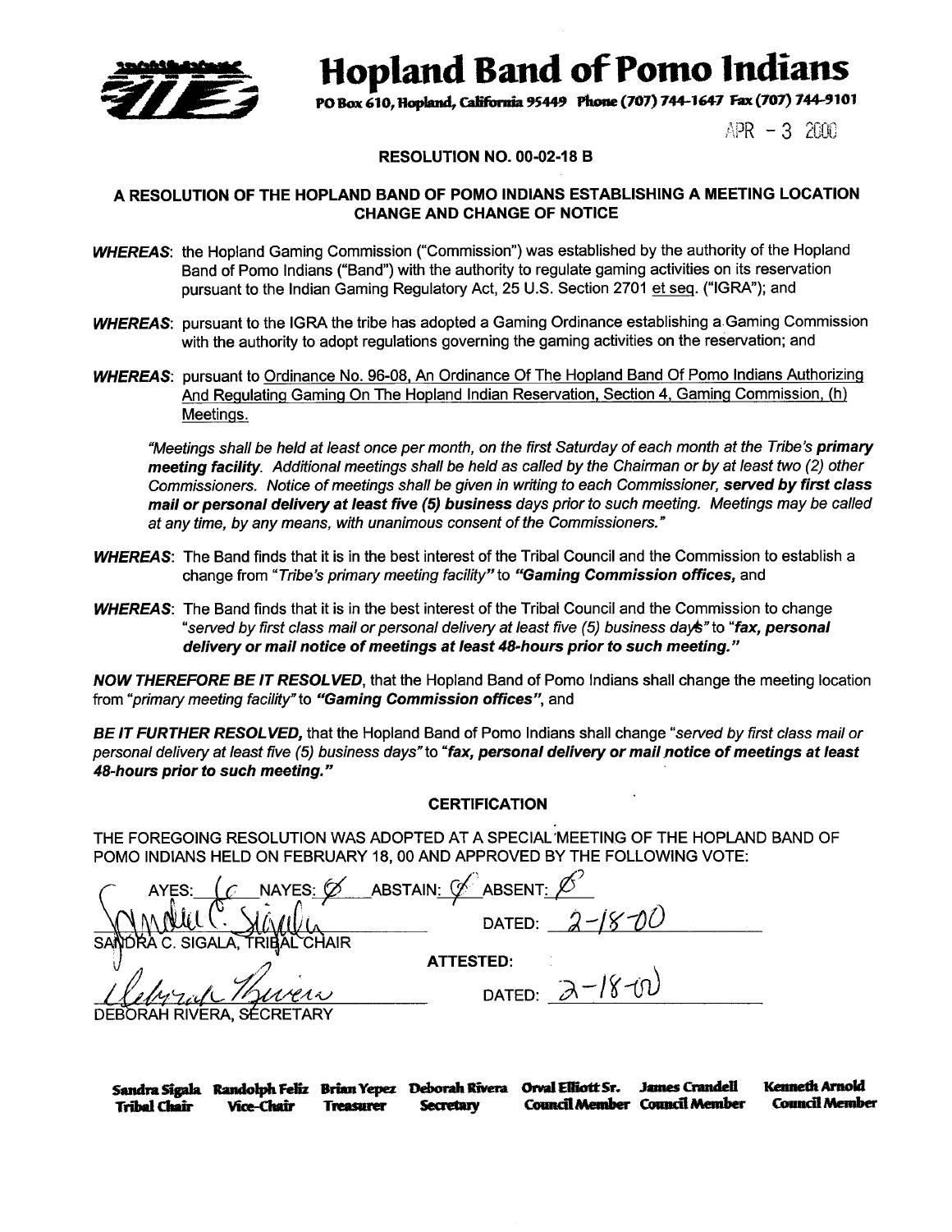# Hopland Band of Pomo Indians

PO Box 610, Hopland, California 95449 Phone (707) 744-1647 Fax (707) 744-9101

APR - 3 2000

**RESOLUTION NO. 00-02-18 B**

**A RESOLUTION OF THE HOPLAND BAND OF POMO INDIANS ESTABLISHING A MEETING LOCATION CHANGE AND CHANGE OF NOTICE**

***WHEREAS***: the Hopland Gaming Commission ("Commission") was established by the authority of the Hopland Band of Pomo Indians ("Band") with the authority to regulate gaming activities on its reservation pursuant to the Indian Gaming Regulatory Act, 25 U.S. Section 2701 et seq. ("IGRA"); and

***WHEREAS***: pursuant to the IGRA the tribe has adopted a Gaming Ordinance establishing a Gaming Commission with the authority to adopt regulations governing the gaming activities on the reservation; and

***WHEREAS***: pursuant to Ordinance No. 96-08, An Ordinance Of The Hopland Band Of Pomo Indians Authorizing And Regulating Gaming On The Hopland Indian Reservation, Section 4, Gaming Commission, (h) Meetings.

*"Meetings shall be held at least once per month, on the first Saturday of each month at the Tribe's **primary meeting facility**. Additional meetings shall be held as called by the Chairman or by at least two (2) other Commissioners. Notice of meetings shall be given in writing to each Commissioner, **served by first class mail or personal delivery at least five (5) business** days prior to such meeting. Meetings may be called at any time, by any means, with unanimous consent of the Commissioners."*

***WHEREAS***: The Band finds that it is in the best interest of the Tribal Council and the Commission to establish a change from *"Tribe's primary meeting facility"* to ***"Gaming Commission offices,*** and

***WHEREAS***: The Band finds that it is in the best interest of the Tribal Council and the Commission to change *"served by first class mail or personal delivery at least five (5) business days"* to ***"fax, personal delivery or mail notice of meetings at least 48-hours prior to such meeting."***

***NOW THEREFORE BE IT RESOLVED***, that the Hopland Band of Pomo Indians shall change the meeting location from *"primary meeting facility"* to ***"Gaming Commission offices"***, and

***BE IT FURTHER RESOLVED,*** that the Hopland Band of Pomo Indians shall change *"served by first class mail or personal delivery at least five (5) business days"* to ***"fax, personal delivery or mail notice of meetings at least 48-hours prior to such meeting."***

**CERTIFICATION**

THE FOREGOING RESOLUTION WAS ADOPTED AT A SPECIAL MEETING OF THE HOPLAND BAND OF POMO INDIANS HELD ON FEBRUARY 18, 00 AND APPROVED BY THE FOLLOWING VOTE:

AYES: 6 NAYES: Ø ABSTAIN: Ø ABSENT: Ø

SANDRA C. SIGALA, TRIBAL CHAIR DATED: 2-18-00

ATTESTED:

DEBORAH RIVERA, SECRETARY DATED: 2-18-00

| Sandra Sigala | Randolph Feliz | Brian Yepez | Deborah Rivera | Orval Elliott Sr. | James Crandell | Kenneth Arnold |
|---|---|---|---|---|---|---|
| Tribal Chair | Vice-Chair | Treasurer | Secretary | Council Member | Council Member | Council Member |